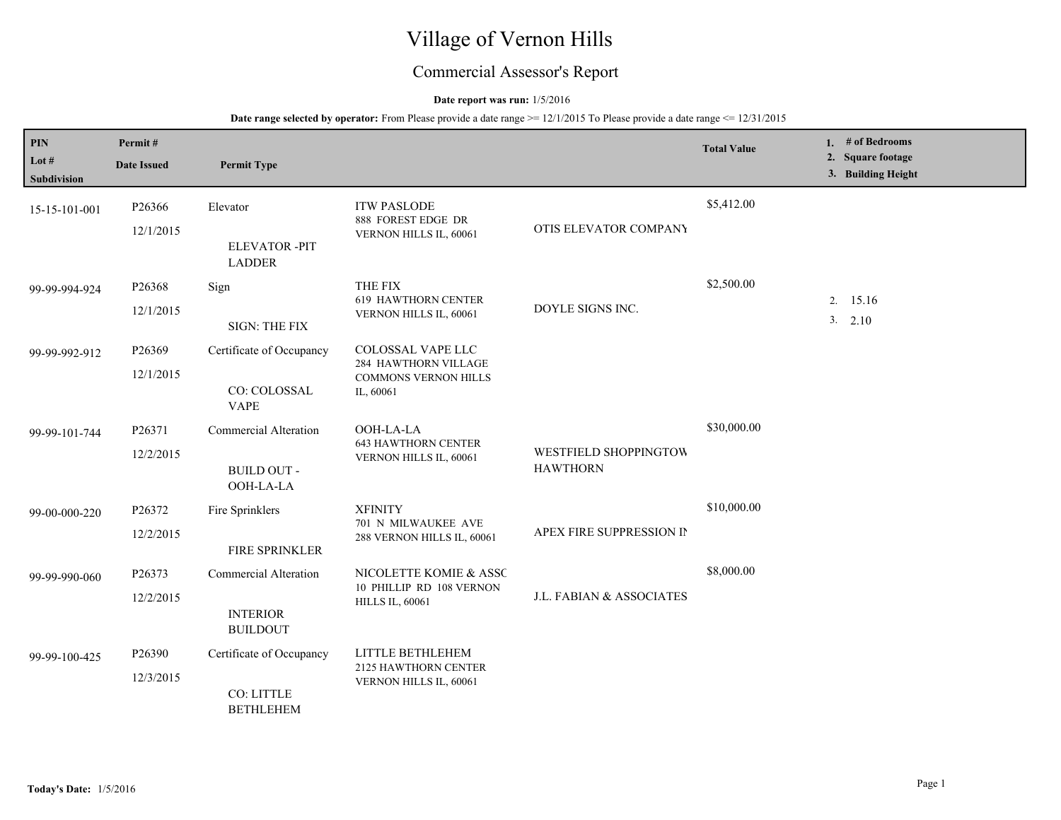# Village of Vernon Hills

## Commercial Assessor's Report

**Date report was run:** 1/5/2016

**Date range selected by operator:** From Please provide a date range >= 12/1/2015 To Please provide a date range <= 12/31/2015

| PIN / Lot # / Subdivision | Permit # / Date Issued | Permit Type | | | Total Value | 1. # of Bedrooms 2. Square footage 3. Building Height |
|---|---|---|---|---|---|---|
| 15-15-101-001 | P26366 12/1/2015 | Elevator ELEVATOR -PIT LADDER | ITW PASLODE 888 FOREST EDGE DR VERNON HILLS IL, 60061 | OTIS ELEVATOR COMPANY | $5,412.00 | |
| 99-99-994-924 | P26368 12/1/2015 | Sign SIGN: THE FIX | THE FIX 619 HAWTHORN CENTER VERNON HILLS IL, 60061 | DOYLE SIGNS INC. | $2,500.00 | 2. 15.16 3. 2.10 |
| 99-99-992-912 | P26369 12/1/2015 | Certificate of Occupancy CO: COLOSSAL VAPE | COLOSSAL VAPE LLC 284 HAWTHORN VILLAGE COMMONS VERNON HILLS IL, 60061 | | | |
| 99-99-101-744 | P26371 12/2/2015 | Commercial Alteration BUILD OUT - OOH-LA-LA | OOH-LA-LA 643 HAWTHORN CENTER VERNON HILLS IL, 60061 | WESTFIELD SHOPPINGTOW HAWTHORN | $30,000.00 | |
| 99-00-000-220 | P26372 12/2/2015 | Fire Sprinklers FIRE SPRINKLER | XFINITY 701 N MILWAUKEE AVE 288 VERNON HILLS IL, 60061 | APEX FIRE SUPPRESSION IN | $10,000.00 | |
| 99-99-990-060 | P26373 12/2/2015 | Commercial Alteration INTERIOR BUILDOUT | NICOLETTE KOMIE & ASSC 10 PHILLIP RD 108 VERNON HILLS IL, 60061 | J.L. FABIAN & ASSOCIATES | $8,000.00 | |
| 99-99-100-425 | P26390 12/3/2015 | Certificate of Occupancy CO: LITTLE BETHLEHEM | LITTLE BETHLEHEM 2125 HAWTHORN CENTER VERNON HILLS IL, 60061 | | | |

**Today's Date:** 1/5/2016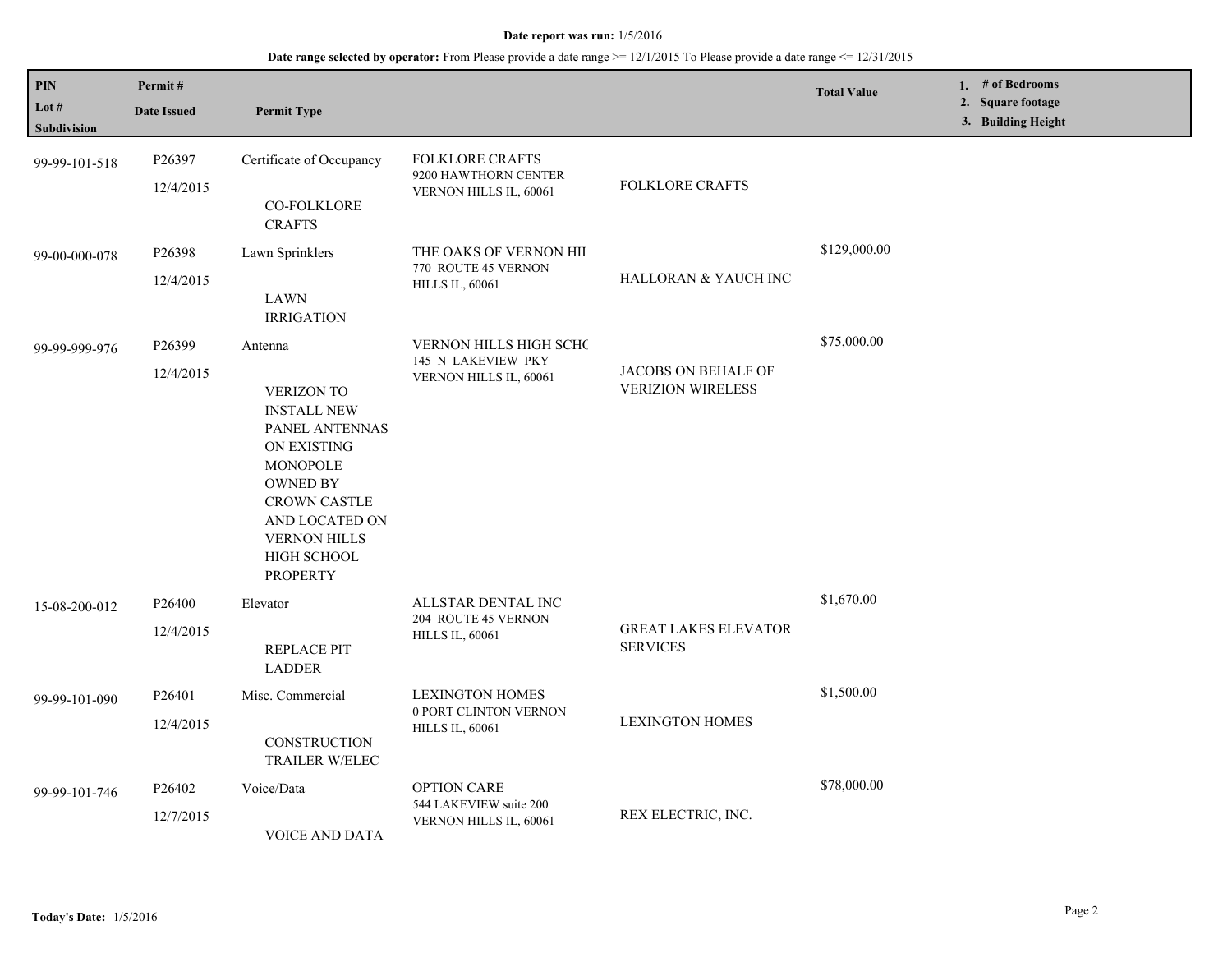**Date report was run:** 1/5/2016

**Date range selected by operator:** From Please provide a date range >= 12/1/2015 To Please provide a date range <= 12/31/2015

| PIN<br>Lot #<br>Subdivision | Permit #<br>Date Issued | Permit Type | | | Total Value | 1. # of Bedrooms<br>2. Square footage<br>3. Building Height |
|---|---|---|---|---|---|---|
| 99-99-101-518 | P26397<br>12/4/2015 | Certificate of Occupancy<br>CO-FOLKLORE CRAFTS | FOLKLORE CRAFTS<br>9200 HAWTHORN CENTER<br>VERNON HILLS IL, 60061 | FOLKLORE CRAFTS | | |
| 99-00-000-078 | P26398<br>12/4/2015 | Lawn Sprinklers<br>LAWN IRRIGATION | THE OAKS OF VERNON HIL<br>770 ROUTE 45 VERNON HILLS IL, 60061 | HALLORAN & YAUCH INC | $129,000.00 | |
| 99-99-999-976 | P26399<br>12/4/2015 | Antenna<br>VERIZON TO INSTALL NEW PANEL ANTENNAS ON EXISTING MONOPOLE OWNED BY CROWN CASTLE AND LOCATED ON VERNON HILLS HIGH SCHOOL PROPERTY | VERNON HILLS HIGH SCHC<br>145 N LAKEVIEW PKY<br>VERNON HILLS IL, 60061 | JACOBS ON BEHALF OF VERIZION WIRELESS | $75,000.00 | |
| 15-08-200-012 | P26400<br>12/4/2015 | Elevator<br>REPLACE PIT LADDER | ALLSTAR DENTAL INC<br>204 ROUTE 45 VERNON HILLS IL, 60061 | GREAT LAKES ELEVATOR SERVICES | $1,670.00 | |
| 99-99-101-090 | P26401<br>12/4/2015 | Misc. Commercial<br>CONSTRUCTION TRAILER W/ELEC | LEXINGTON HOMES<br>0 PORT CLINTON VERNON HILLS IL, 60061 | LEXINGTON HOMES | $1,500.00 | |
| 99-99-101-746 | P26402<br>12/7/2015 | Voice/Data<br>VOICE AND DATA | OPTION CARE<br>544 LAKEVIEW suite 200<br>VERNON HILLS IL, 60061 | REX ELECTRIC, INC. | $78,000.00 | |

**Today's Date:** 1/5/2016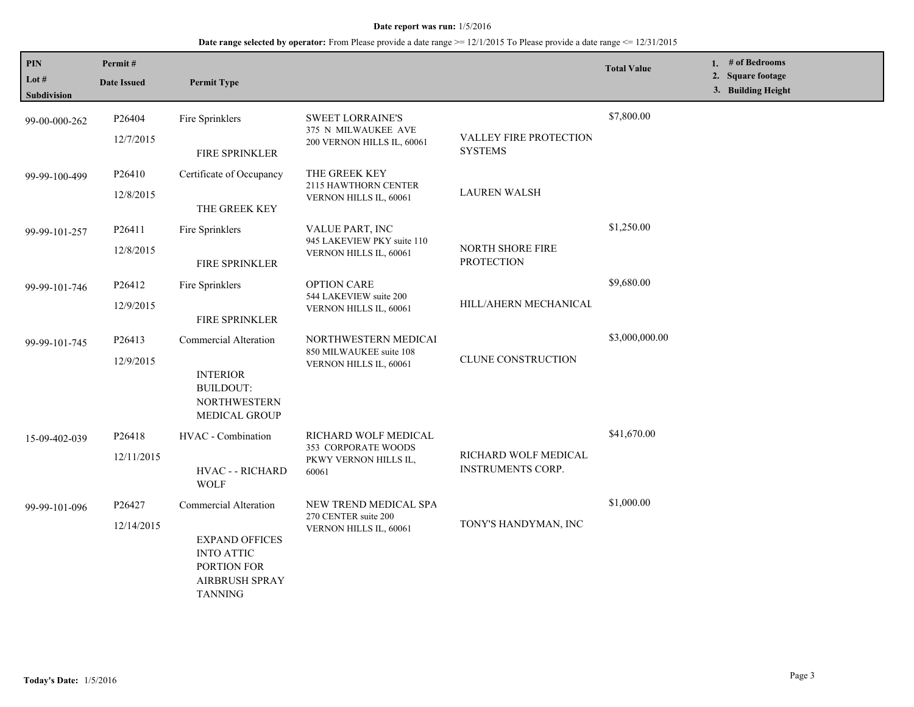**Date report was run:** 1/5/2016

**Date range selected by operator:** From Please provide a date range >= 12/1/2015 To Please provide a date range <= 12/31/2015

| PIN / Lot # / Subdivision | Permit # / Date Issued | Permit Type | | | Total Value | 1. # of Bedrooms 2. Square footage 3. Building Height |
|---|---|---|---|---|---|---|
| 99-00-000-262 | P26404 12/7/2015 | Fire Sprinklers FIRE SPRINKLER | SWEET LORRAINE'S 375 N MILWAUKEE AVE 200 VERNON HILLS IL, 60061 | VALLEY FIRE PROTECTION SYSTEMS | $7,800.00 | |
| 99-99-100-499 | P26410 12/8/2015 | Certificate of Occupancy THE GREEK KEY | THE GREEK KEY 2115 HAWTHORN CENTER VERNON HILLS IL, 60061 | LAUREN WALSH | | |
| 99-99-101-257 | P26411 12/8/2015 | Fire Sprinklers FIRE SPRINKLER | VALUE PART, INC 945 LAKEVIEW PKY suite 110 VERNON HILLS IL, 60061 | NORTH SHORE FIRE PROTECTION | $1,250.00 | |
| 99-99-101-746 | P26412 12/9/2015 | Fire Sprinklers FIRE SPRINKLER | OPTION CARE 544 LAKEVIEW suite 200 VERNON HILLS IL, 60061 | HILL/AHERN MECHANICAL | $9,680.00 | |
| 99-99-101-745 | P26413 12/9/2015 | Commercial Alteration INTERIOR BUILDOUT: NORTHWESTERN MEDICAL GROUP | NORTHWESTERN MEDICAL 850 MILWAUKEE suite 108 VERNON HILLS IL, 60061 | CLUNE CONSTRUCTION | $3,000,000.00 | |
| 15-09-402-039 | P26418 12/11/2015 | HVAC - Combination HVAC - - RICHARD WOLF | RICHARD WOLF MEDICAL 353 CORPORATE WOODS PKWY VERNON HILLS IL, 60061 | RICHARD WOLF MEDICAL INSTRUMENTS CORP. | $41,670.00 | |
| 99-99-101-096 | P26427 12/14/2015 | Commercial Alteration EXPAND OFFICES INTO ATTIC PORTION FOR AIRBRUSH SPRAY TANNING | NEW TREND MEDICAL SPA 270 CENTER suite 200 VERNON HILLS IL, 60061 | TONY'S HANDYMAN, INC | $1,000.00 | |

**Today's Date:** 1/5/2016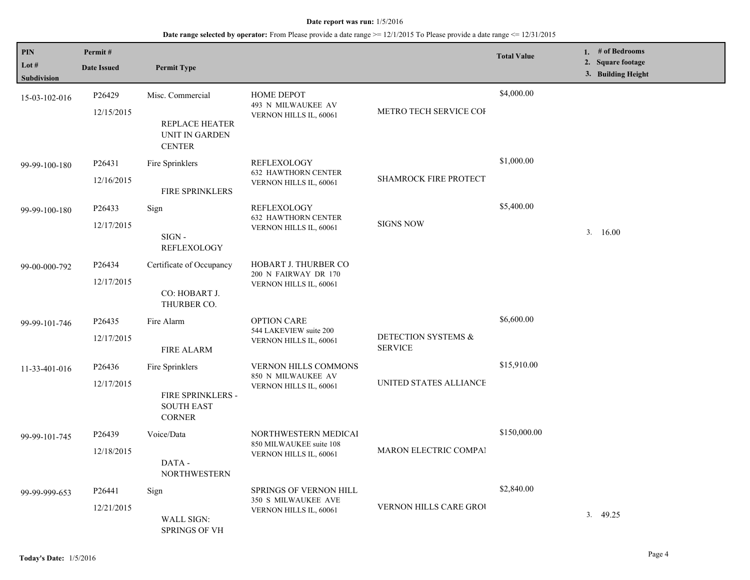**Date report was run:** 1/5/2016

**Date range selected by operator:** From Please provide a date range >= 12/1/2015 To Please provide a date range <= 12/31/2015

| PIN<br>Lot #<br>Subdivision | Permit #<br>Date Issued | Permit Type | | | Total Value | 1. # of Bedrooms<br>2. Square footage<br>3. Building Height |
|---|---|---|---|---|---|---|
| 15-03-102-016 | P26429<br>12/15/2015 | Misc. Commercial<br><br>REPLACE HEATER UNIT IN GARDEN CENTER | HOME DEPOT<br>493 N MILWAUKEE AV<br>VERNON HILLS IL, 60061 | METRO TECH SERVICE COI | $4,000.00 | |
| 99-99-100-180 | P26431<br>12/16/2015 | Fire Sprinklers<br><br>FIRE SPRINKLERS | REFLEXOLOGY<br>632 HAWTHORN CENTER<br>VERNON HILLS IL, 60061 | SHAMROCK FIRE PROTECT | $1,000.00 | |
| 99-99-100-180 | P26433<br>12/17/2015 | Sign<br><br>SIGN - REFLEXOLOGY | REFLEXOLOGY<br>632 HAWTHORN CENTER<br>VERNON HILLS IL, 60061 | SIGNS NOW | $5,400.00 | 3. 16.00 |
| 99-00-000-792 | P26434<br>12/17/2015 | Certificate of Occupancy<br><br>CO: HOBART J. THURBER CO. | HOBART J. THURBER CO<br>200 N FAIRWAY DR 170<br>VERNON HILLS IL, 60061 | | | |
| 99-99-101-746 | P26435<br>12/17/2015 | Fire Alarm<br><br>FIRE ALARM | OPTION CARE<br>544 LAKEVIEW suite 200<br>VERNON HILLS IL, 60061 | DETECTION SYSTEMS & SERVICE | $6,600.00 | |
| 11-33-401-016 | P26436<br>12/17/2015 | Fire Sprinklers<br><br>FIRE SPRINKLERS - SOUTH EAST CORNER | VERNON HILLS COMMONS<br>850 N MILWAUKEE AV<br>VERNON HILLS IL, 60061 | UNITED STATES ALLIANCE | $15,910.00 | |
| 99-99-101-745 | P26439<br>12/18/2015 | Voice/Data<br><br>DATA - NORTHWESTERN | NORTHWESTERN MEDICAI<br>850 MILWAUKEE suite 108<br>VERNON HILLS IL, 60061 | MARON ELECTRIC COMPAI | $150,000.00 | |
| 99-99-999-653 | P26441<br>12/21/2015 | Sign<br><br>WALL SIGN: SPRINGS OF VH | SPRINGS OF VERNON HILL<br>350 S MILWAUKEE AVE<br>VERNON HILLS IL, 60061 | VERNON HILLS CARE GROI | $2,840.00 | 3. 49.25 |

**Today's Date:** 1/5/2016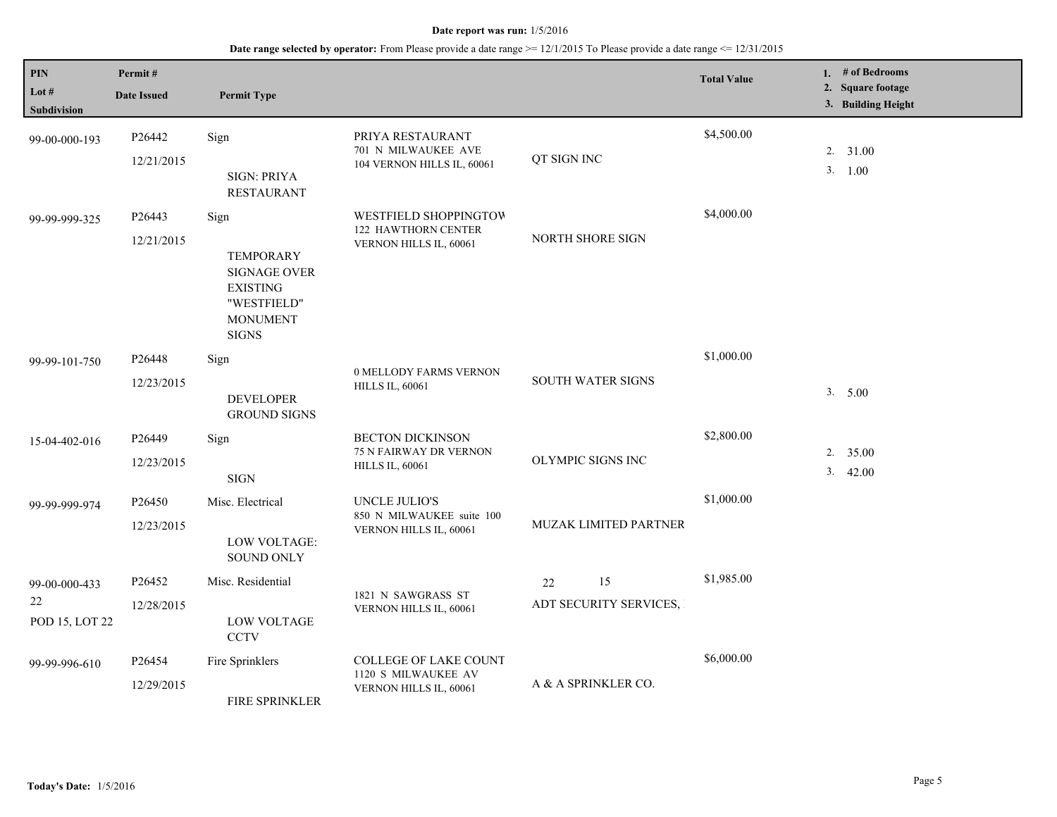**Date report was run:** 1/5/2016

**Date range selected by operator:** From Please provide a date range >= 12/1/2015 To Please provide a date range <= 12/31/2015

| PIN / Lot # / Subdivision | Permit # / Date Issued | Permit Type | | | Total Value | 1. # of Bedrooms 2. Square footage 3. Building Height |
|---|---|---|---|---|---|---|
| 99-00-000-193 | P26442 12/21/2015 | Sign SIGN: PRIYA RESTAURANT | PRIYA RESTAURANT 701 N MILWAUKEE AVE 104 VERNON HILLS IL, 60061 | QT SIGN INC | $4,500.00 | 2. 31.00 3. 1.00 |
| 99-99-999-325 | P26443 12/21/2015 | Sign TEMPORARY SIGNAGE OVER EXISTING "WESTFIELD" MONUMENT SIGNS | WESTFIELD SHOPPINGTOW 122 HAWTHORN CENTER VERNON HILLS IL, 60061 | NORTH SHORE SIGN | $4,000.00 | |
| 99-99-101-750 | P26448 12/23/2015 | Sign DEVELOPER GROUND SIGNS | 0 MELLODY FARMS VERNON HILLS IL, 60061 | SOUTH WATER SIGNS | $1,000.00 | 3. 5.00 |
| 15-04-402-016 | P26449 12/23/2015 | Sign SIGN | BECTON DICKINSON 75 N FAIRWAY DR VERNON HILLS IL, 60061 | OLYMPIC SIGNS INC | $2,800.00 | 2. 35.00 3. 42.00 |
| 99-99-999-974 | P26450 12/23/2015 | Misc. Electrical LOW VOLTAGE: SOUND ONLY | UNCLE JULIO'S 850 N MILWAUKEE suite 100 VERNON HILLS IL, 60061 | MUZAK LIMITED PARTNER | $1,000.00 | |
| 99-00-000-433 22 POD 15, LOT 22 | P26452 12/28/2015 | Misc. Residential LOW VOLTAGE CCTV | 1821 N SAWGRASS ST VERNON HILLS IL, 60061 | 22 15 ADT SECURITY SERVICES, | $1,985.00 | |
| 99-99-996-610 | P26454 12/29/2015 | Fire Sprinklers FIRE SPRINKLER | COLLEGE OF LAKE COUNT 1120 S MILWAUKEE AV VERNON HILLS IL, 60061 | A & A SPRINKLER CO. | $6,000.00 | |

**Today's Date:** 1/5/2016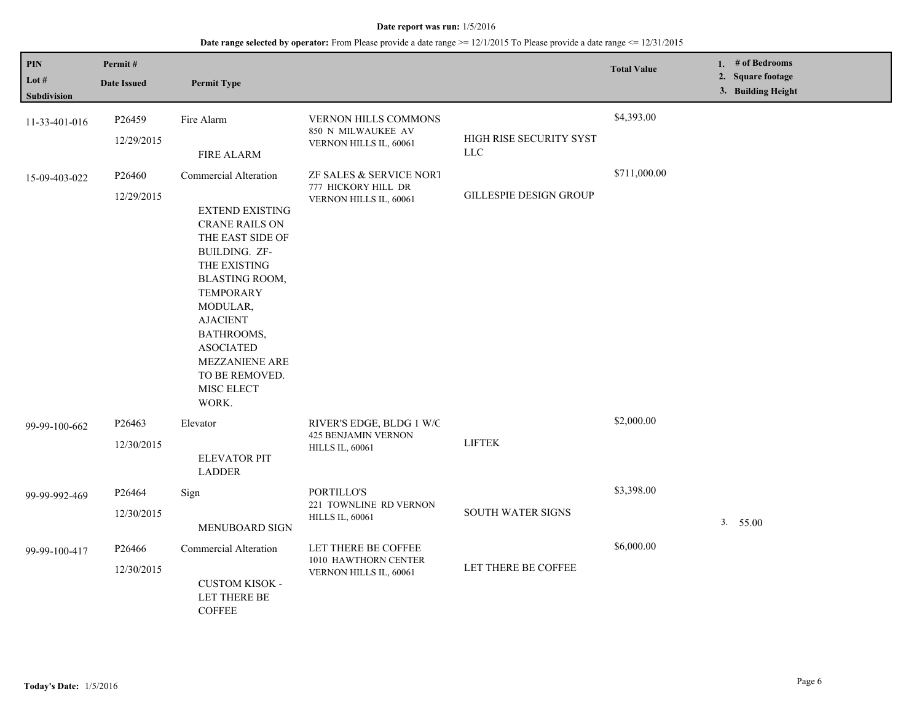**Date report was run:** 1/5/2016

**Date range selected by operator:** From Please provide a date range >= 12/1/2015 To Please provide a date range <= 12/31/2015

| PIN<br>Lot #<br>Subdivision | Permit #<br>Date Issued | Permit Type | | | Total Value | 1. # of Bedrooms<br>2. Square footage<br>3. Building Height |
|---|---|---|---|---|---|---|
| 11-33-401-016 | P26459<br>12/29/2015 | Fire Alarm<br>FIRE ALARM | VERNON HILLS COMMONS<br>850 N MILWAUKEE AV<br>VERNON HILLS IL, 60061 | HIGH RISE SECURITY SYST LLC | $4,393.00 | |
| 15-09-403-022 | P26460<br>12/29/2015 | Commercial Alteration<br>EXTEND EXISTING CRANE RAILS ON THE EAST SIDE OF BUILDING. ZF- THE EXISTING BLASTING ROOM, TEMPORARY MODULAR, AJACIENT BATHROOMS, ASOCIATED MEZZANIENE ARE TO BE REMOVED. MISC ELECT WORK. | ZF SALES & SERVICE NORT<br>777 HICKORY HILL DR<br>VERNON HILLS IL, 60061 | GILLESPIE DESIGN GROUP | $711,000.00 | |
| 99-99-100-662 | P26463<br>12/30/2015 | Elevator<br>ELEVATOR PIT LADDER | RIVER'S EDGE, BLDG 1 W/C<br>425 BENJAMIN VERNON HILLS IL, 60061 | LIFTEK | $2,000.00 | |
| 99-99-992-469 | P26464<br>12/30/2015 | Sign<br>MENUBOARD SIGN | PORTILLO'S<br>221 TOWNLINE RD VERNON HILLS IL, 60061 | SOUTH WATER SIGNS | $3,398.00 | 3. 55.00 |
| 99-99-100-417 | P26466<br>12/30/2015 | Commercial Alteration<br>CUSTOM KISOK - LET THERE BE COFFEE | LET THERE BE COFFEE<br>1010 HAWTHORN CENTER<br>VERNON HILLS IL, 60061 | LET THERE BE COFFEE | $6,000.00 | |

**Today's Date:** 1/5/2016